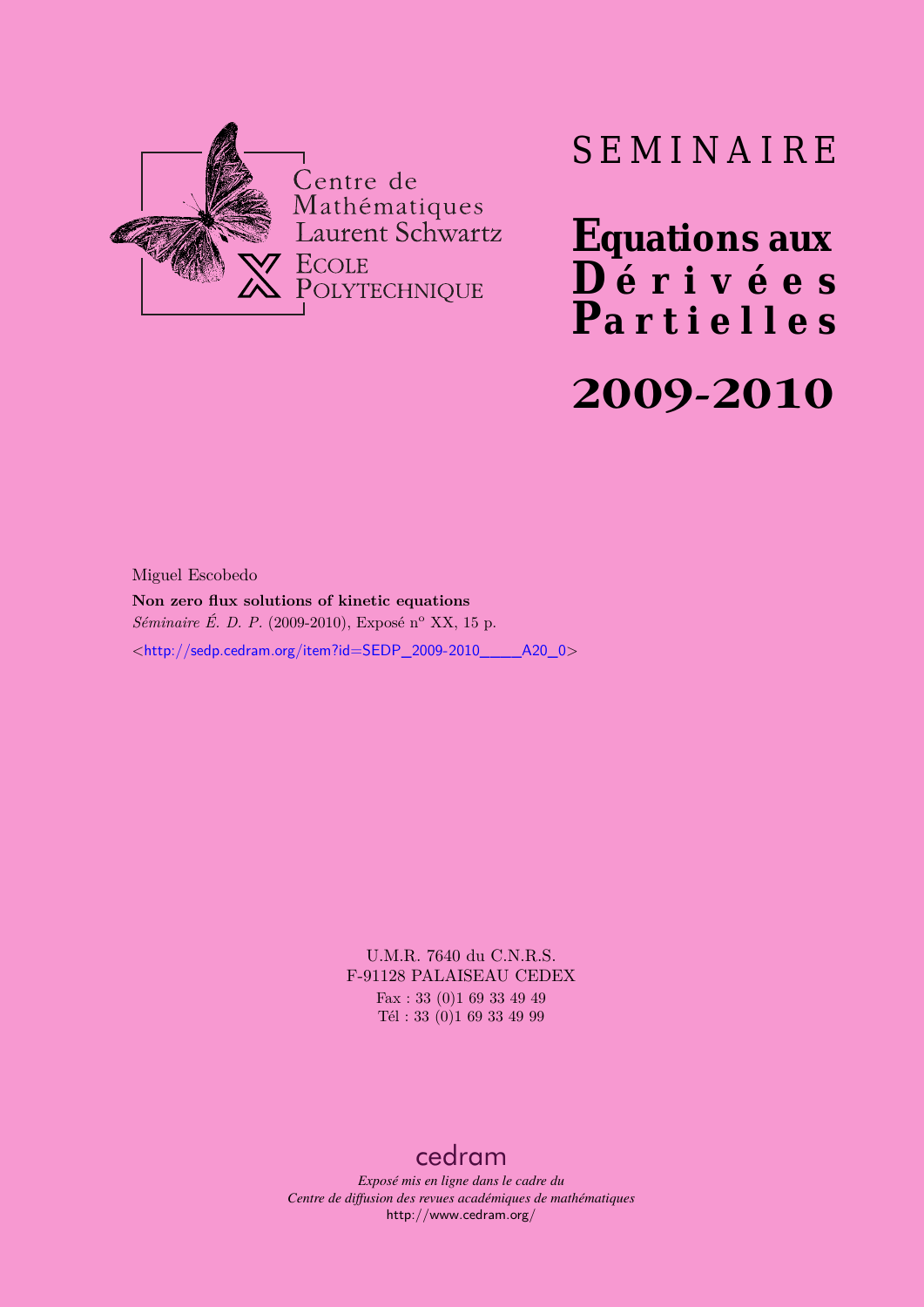Centre de Mathématiques Laurent Schwartz

ECOLE POLYTECHNIQUE

# SEMINAIRE

# Equations aux Dérivées Partielles

# 2009-2010

Miguel Escobedo

**Non zero flux solutions of kinetic equations**

*Séminaire É. D. P.* (2009-2010), Exposé n[o] XX, 15 p.

<http://sedp.cedram.org/item?id=SEDP_2009-2010____A20_0>

U.M.R. 7640 du C.N.R.S.
F-91128 PALAISEAU CEDEX
Fax : 33 (0)1 69 33 49 49
Tél : 33 (0)1 69 33 49 99

cedram

*Exposé mis en ligne dans le cadre du*
*Centre de diffusion des revues académiques de mathématiques*
http://www.cedram.org/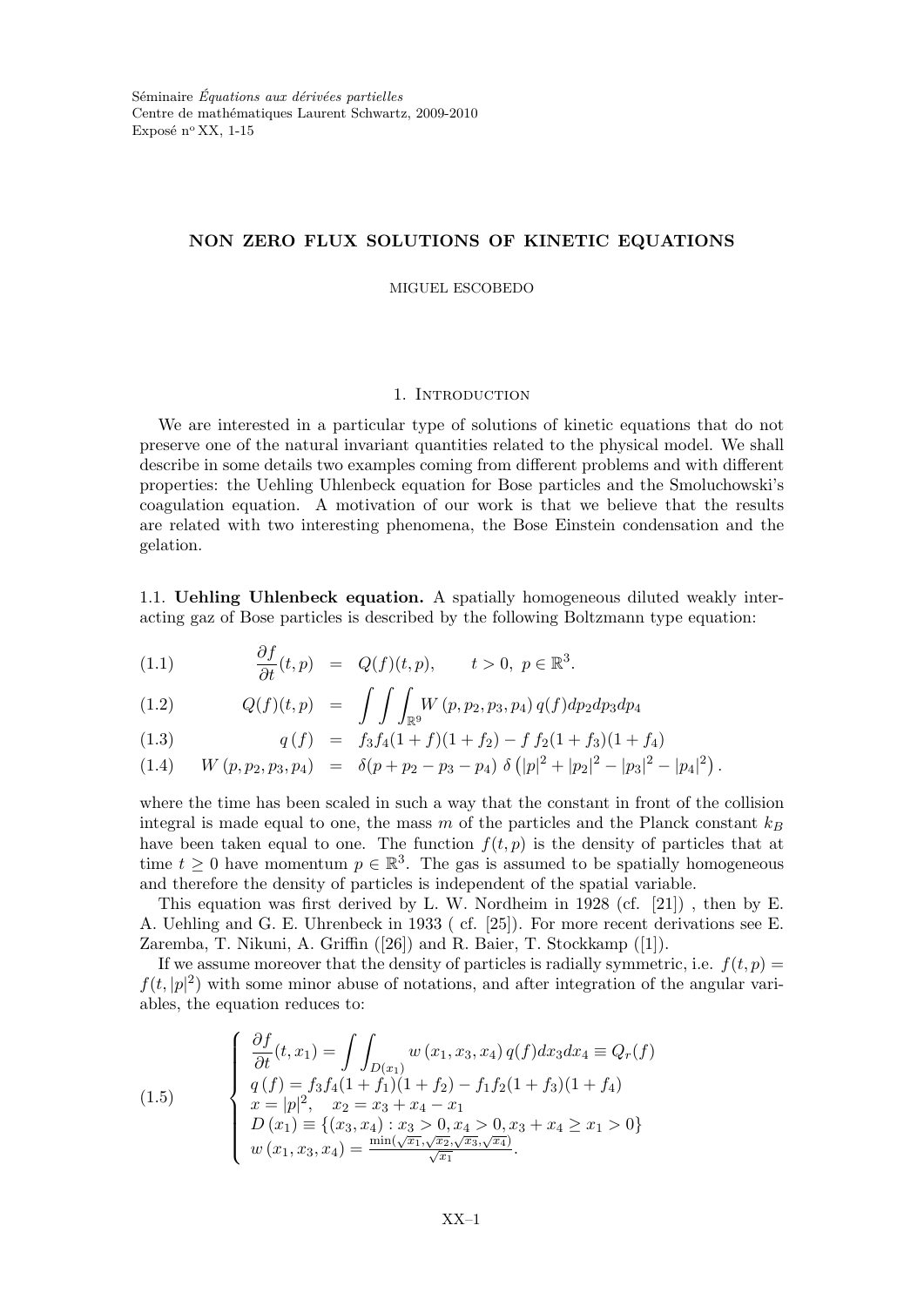Séminaire *Équations aux dérivées partielles*
Centre de mathématiques Laurent Schwartz, 2009-2010
Exposé n° XX, 1-15

## NON ZERO FLUX SOLUTIONS OF KINETIC EQUATIONS

MIGUEL ESCOBEDO

### 1. Introduction

We are interested in a particular type of solutions of kinetic equations that do not preserve one of the natural invariant quantities related to the physical model. We shall describe in some details two examples coming from different problems and with different properties: the Uehling Uhlenbeck equation for Bose particles and the Smoluchowski's coagulation equation. A motivation of our work is that we believe that the results are related with two interesting phenomena, the Bose Einstein condensation and the gelation.

**1.1. Uehling Uhlenbeck equation.** A spatially homogeneous diluted weakly interacting gaz of Bose particles is described by the following Boltzmann type equation:

$$
\begin{aligned}
&(1.1) \qquad \frac{\partial f}{\partial t}(t,p) = Q(f)(t,p), \qquad t>0,\ p\in\mathbb{R}^3.\\
&(1.2) \qquad Q(f)(t,p) = \int\int\int_{\mathbb{R}^9} W\left(p,p_2,p_3,p_4\right) q(f)dp_2dp_3dp_4\\
&(1.3) \qquad q\left(f\right) = f_3f_4(1+f)(1+f_2) - f\, f_2(1+f_3)(1+f_4)\\
&(1.4) \qquad W\left(p,p_2,p_3,p_4\right) = \delta(p+p_2-p_3-p_4)\ \delta\left(|p|^2+|p_2|^2-|p_3|^2-|p_4|^2\right).
\end{aligned}
$$

where the time has been scaled in such a way that the constant in front of the collision integral is made equal to one, the mass $m$ of the particles and the Planck constant $k_B$ have been taken equal to one. The function $f(t,p)$ is the density of particles that at time $t\geq 0$ have momentum $p\in\mathbb{R}^3$. The gas is assumed to be spatially homogeneous and therefore the density of particles is independent of the spatial variable.

This equation was first derived by L. W. Nordheim in 1928 (cf. [21]) , then by E. A. Uehling and G. E. Uhrenbeck in 1933 ( cf. [25]). For more recent derivations see E. Zaremba, T. Nikuni, A. Griffin ([26]) and R. Baier, T. Stockkamp ([1]).

If we assume moreover that the density of particles is radially symmetric, i.e. $f(t,p)=f(t,|p|^2)$ with some minor abuse of notations, and after integration of the angular variables, the equation reduces to:

$$
(1.5) \qquad \left\{
\begin{array}{l}
\dfrac{\partial f}{\partial t}(t,x_1) = \displaystyle\int\int_{D(x_1)} w\left(x_1,x_3,x_4\right) q(f)dx_3dx_4 \equiv Q_r(f)\\
q\left(f\right) = f_3f_4(1+f_1)(1+f_2) - f_1f_2(1+f_3)(1+f_4)\\
x=|p|^2, \quad x_2 = x_3+x_4-x_1\\
D\left(x_1\right) \equiv \left\{(x_3,x_4) : x_3>0, x_4>0, x_3+x_4\geq x_1>0\right\}\\
w\left(x_1,x_3,x_4\right) = \frac{\min(\sqrt{x_1},\sqrt{x_2},\sqrt{x_3},\sqrt{x_4})}{\sqrt{x_1}}.
\end{array}
\right.
$$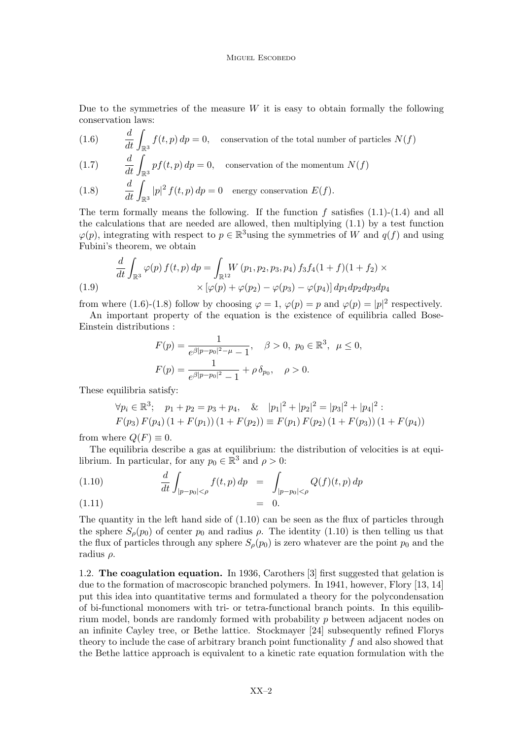Due to the symmetries of the measure $W$ it is easy to obtain formally the following conservation laws:

$$\frac{d}{dt}\int_{\mathbb{R}^3} f(t,p)\,dp = 0, \quad \text{conservation of the total number of particles } N(f) \tag{1.6}$$

$$\frac{d}{dt}\int_{\mathbb{R}^3} pf(t,p)\,dp = 0, \quad \text{conservation of the momentum } N(f) \tag{1.7}$$

$$\frac{d}{dt}\int_{\mathbb{R}^3} |p|^2 f(t,p)\,dp = 0 \quad \text{energy conservation } E(f). \tag{1.8}$$

The term formally means the following. If the function $f$ satisfies (1.1)-(1.4) and all the calculations that are needed are allowed, then multiplying (1.1) by a test function $\varphi(p)$, integrating with respect to $p \in \mathbb{R}^3$using the symmetries of $W$ and $q(f)$ and using Fubini's theorem, we obtain

$$\begin{aligned}\frac{d}{dt}\int_{\mathbb{R}^3} \varphi(p)\, f(t,p)\,dp = \int_{\mathbb{R}^{12}} & W\left(p_1,p_2,p_3,p_4\right) f_3 f_4 (1+f)(1+f_2) \times \\ & \times \left[\varphi(p)+\varphi(p_2)-\varphi(p_3)-\varphi(p_4)\right] dp_1 dp_2 dp_3 dp_4\end{aligned} \tag{1.9}$$

from where (1.6)-(1.8) follow by choosing $\varphi = 1$, $\varphi(p) = p$ and $\varphi(p) = |p|^2$ respectively.

An important property of the equation is the existence of equilibria called Bose-Einstein distributions :

$$\begin{aligned}F(p) &= \frac{1}{e^{\beta|p-p_0|^2-\mu}-1}, \quad \beta>0,\ p_0\in\mathbb{R}^3,\ \mu\le 0,\\ F(p) &= \frac{1}{e^{\beta|p-p_0|^2}-1} + \rho\,\delta_{p_0}, \quad \rho>0.\end{aligned}$$

These equilibria satisfy:

$$\begin{aligned}&\forall p_i \in \mathbb{R}^3; \quad p_1+p_2=p_3+p_4, \quad \& \quad |p_1|^2+|p_2|^2=|p_3|^2+|p_4|^2 :\\ &F(p_3)\,F(p_4)\,(1+F(p_1))\,(1+F(p_2)) \equiv F(p_1)\,F(p_2)\,(1+F(p_3))\,(1+F(p_4))\end{aligned}$$

from where $Q(F)\equiv 0$.

The equilibria describe a gas at equilibrium: the distribution of velocities is at equilibrium. In particular, for any $p_0 \in \mathbb{R}^3$ and $\rho > 0$:

$$\frac{d}{dt}\int_{|p-p_0|<\rho} f(t,p)\,dp = \int_{|p-p_0|<\rho} Q(f)(t,p)\,dp \tag{1.10}$$

$$= 0. \tag{1.11}$$

The quantity in the left hand side of (1.10) can be seen as the flux of particles through the sphere $S_\rho(p_0)$ of center $p_0$ and radius $\rho$. The identity (1.10) is then telling us that the flux of particles through any sphere $S_\rho(p_0)$ is zero whatever are the point $p_0$ and the radius $\rho$.

1.2. **The coagulation equation.** In 1936, Carothers [3] first suggested that gelation is due to the formation of macroscopic branched polymers. In 1941, however, Flory [13, 14] put this idea into quantitative terms and formulated a theory for the polycondensation of bi-functional monomers with tri- or tetra-functional branch points. In this equilibrium model, bonds are randomly formed with probability $p$ between adjacent nodes on an infinite Cayley tree, or Bethe lattice. Stockmayer [24] subsequently refined Florys theory to include the case of arbitrary branch point functionality $f$ and also showed that the Bethe lattice approach is equivalent to a kinetic rate equation formulation with the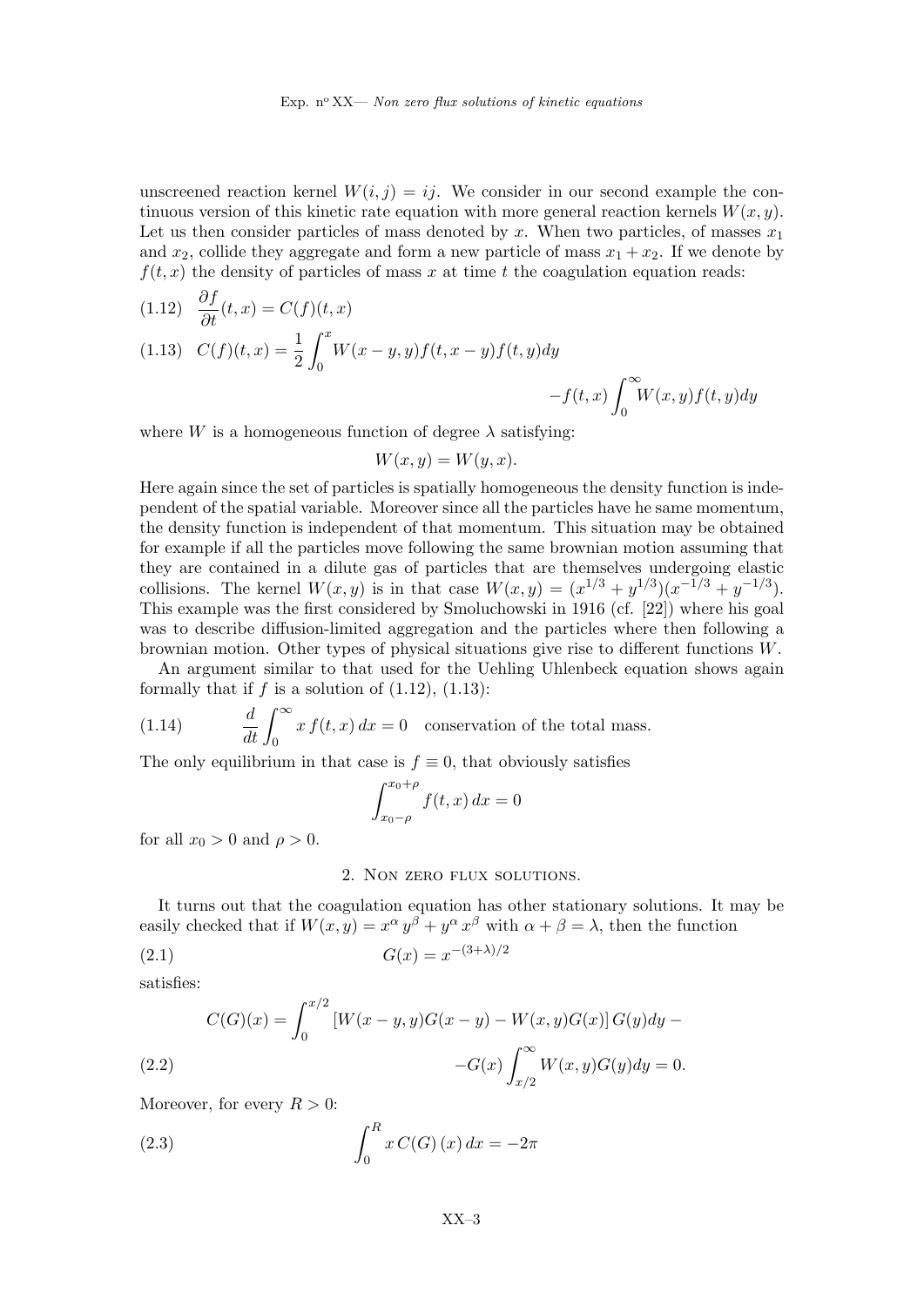unscreened reaction kernel $W(i,j) = ij$. We consider in our second example the continuous version of this kinetic rate equation with more general reaction kernels $W(x,y)$. Let us then consider particles of mass denoted by $x$. When two particles, of masses $x_1$ and $x_2$, collide they aggregate and form a new particle of mass $x_1 + x_2$. If we denote by $f(t,x)$ the density of particles of mass $x$ at time $t$ the coagulation equation reads:

$$\text{(1.12)} \quad \frac{\partial f}{\partial t}(t,x) = C(f)(t,x)$$

$$\text{(1.13)} \quad C(f)(t,x) = \frac{1}{2}\int_0^x W(x-y,y)f(t,x-y)f(t,y)dy - f(t,x)\int_0^\infty W(x,y)f(t,y)dy$$

where $W$ is a homogeneous function of degree $\lambda$ satisfying:

$$W(x,y) = W(y,x).$$

Here again since the set of particles is spatially homogeneous the density function is independent of the spatial variable. Moreover since all the particles have he same momentum, the density function is independent of that momentum. This situation may be obtained for example if all the particles move following the same brownian motion assuming that they are contained in a dilute gas of particles that are themselves undergoing elastic collisions. The kernel $W(x,y)$ is in that case $W(x,y) = (x^{1/3} + y^{1/3})(x^{-1/3} + y^{-1/3})$. This example was the first considered by Smoluchowski in 1916 (cf. [22]) where his goal was to describe diffusion-limited aggregation and the particles where then following a brownian motion. Other types of physical situations give rise to different functions $W$.

An argument similar to that used for the Uehling Uhlenbeck equation shows again formally that if $f$ is a solution of (1.12), (1.13):

$$\text{(1.14)} \qquad \frac{d}{dt}\int_0^\infty x\, f(t,x)\, dx = 0 \quad \text{conservation of the total mass.}$$

The only equilibrium in that case is $f \equiv 0$, that obviously satisfies

$$\int_{x_0-\rho}^{x_0+\rho} f(t,x)\, dx = 0$$

for all $x_0 > 0$ and $\rho > 0$.

## 2. Non zero flux solutions.

It turns out that the coagulation equation has other stationary solutions. It may be easily checked that if $W(x,y) = x^\alpha\, y^\beta + y^\alpha\, x^\beta$ with $\alpha + \beta = \lambda$, then the function

$$\text{(2.1)} \qquad G(x) = x^{-(3+\lambda)/2}$$

satisfies:

$$\text{(2.2)} \quad C(G)(x) = \int_0^{x/2}\left[W(x-y,y)G(x-y) - W(x,y)G(x)\right]G(y)dy - G(x)\int_{x/2}^\infty W(x,y)G(y)dy = 0.$$

Moreover, for every $R > 0$:

$$\text{(2.3)} \qquad \int_0^R x\, C(G)\,(x)\, dx = -2\pi$$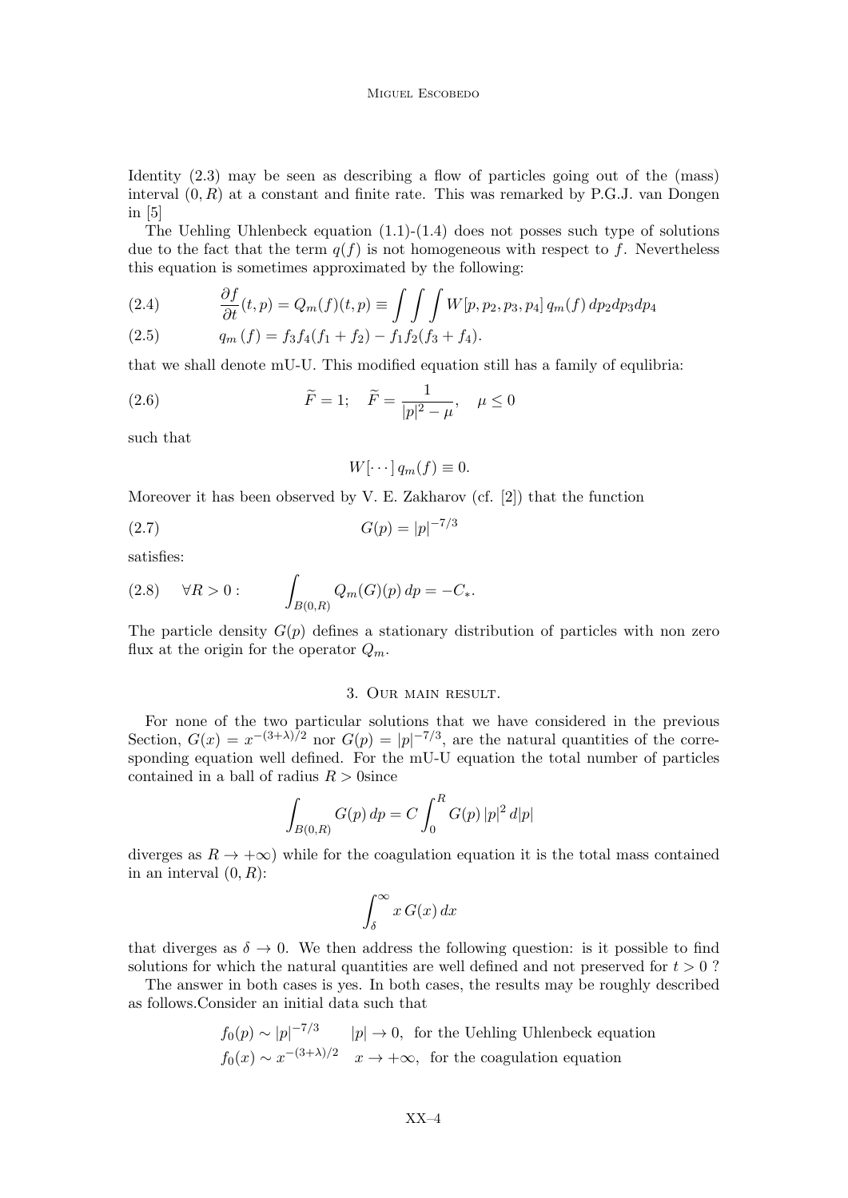Identity (2.3) may be seen as describing a flow of particles going out of the (mass) interval $(0, R)$ at a constant and finite rate. This was remarked by P.G.J. van Dongen in [5]

The Uehling Uhlenbeck equation (1.1)-(1.4) does not posses such type of solutions due to the fact that the term $q(f)$ is not homogeneous with respect to $f$. Nevertheless this equation is sometimes approximated by the following:

$$\frac{\partial f}{\partial t}(t,p) = Q_m(f)(t,p) \equiv \int\int\int W[p,p_2,p_3,p_4]\, q_m(f)\, dp_2 dp_3 dp_4 \tag{2.4}$$

$$q_m(f) = f_3 f_4 (f_1 + f_2) - f_1 f_2 (f_3 + f_4). \tag{2.5}$$

that we shall denote mU-U. This modified equation still has a family of equlibria:

$$\widetilde{F} = 1; \quad \widetilde{F} = \frac{1}{|p|^2 - \mu}, \quad \mu \leq 0 \tag{2.6}$$

such that

$$W[\cdots]\, q_m(f) \equiv 0.$$

Moreover it has been observed by V. E. Zakharov (cf. [2]) that the function

$$G(p) = |p|^{-7/3} \tag{2.7}$$

satisfies:

$$\forall R > 0: \qquad \int_{B(0,R)} Q_m(G)(p)\, dp = -C_*. \tag{2.8}$$

The particle density $G(p)$ defines a stationary distribution of particles with non zero flux at the origin for the operator $Q_m$.

## 3. Our main result.

For none of the two particular solutions that we have considered in the previous Section, $G(x) = x^{-(3+\lambda)/2}$ nor $G(p) = |p|^{-7/3}$, are the natural quantities of the corresponding equation well defined. For the mU-U equation the total number of particles contained in a ball of radius $R > 0$since

$$\int_{B(0,R)} G(p)\, dp = C \int_0^R G(p)\, |p|^2\, d|p|$$

diverges as $R \to +\infty$) while for the coagulation equation it is the total mass contained in an interval $(0, R)$:

$$\int_\delta^\infty x\, G(x)\, dx$$

that diverges as $\delta \to 0$. We then address the following question: is it possible to find solutions for which the natural quantities are well defined and not preserved for $t > 0$ ?

The answer in both cases is yes. In both cases, the results may be roughly described as follows.Consider an initial data such that

$$f_0(p) \sim |p|^{-7/3} \qquad |p| \to 0, \text{ for the Uehling Uhlenbeck equation}$$
$$f_0(x) \sim x^{-(3+\lambda)/2} \quad x \to +\infty, \text{ for the coagulation equation}$$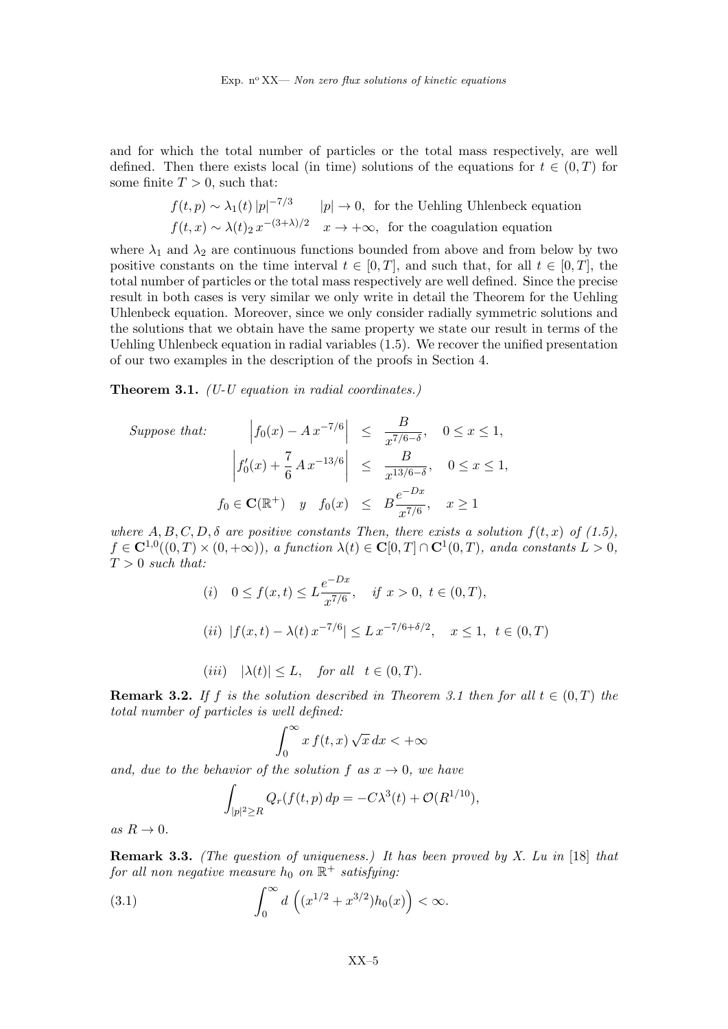and for which the total number of particles or the total mass respectively, are well defined. Then there exists local (in time) solutions of the equations for $t \in (0,T)$ for some finite $T > 0$, such that:

$$f(t,p) \sim \lambda_1(t)\,|p|^{-7/3} \qquad |p| \to 0, \text{ for the Uehling Uhlenbeck equation}$$
$$f(t,x) \sim \lambda(t)_2\, x^{-(3+\lambda)/2} \quad x \to +\infty, \text{ for the coagulation equation}$$

where $\lambda_1$ and $\lambda_2$ are continuous functions bounded from above and from below by two positive constants on the time interval $t \in [0,T]$, and such that, for all $t \in [0,T]$, the total number of particles or the total mass respectively are well defined. Since the precise result in both cases is very similar we only write in detail the Theorem for the Uehling Uhlenbeck equation. Moreover, since we only consider radially symmetric solutions and the solutions that we obtain have the same property we state our result in terms of the Uehling Uhlenbeck equation in radial variables (1.5). We recover the unified presentation of our two examples in the description of the proofs in Section 4.

**Theorem 3.1.** *(U-U equation in radial coordinates.)*

$$\textit{Suppose that:} \qquad \left|f_0(x) - A\,x^{-7/6}\right| \;\le\; \frac{B}{x^{7/6-\delta}}, \quad 0 \le x \le 1,$$
$$\left|f_0'(x) + \frac{7}{6}\,A\,x^{-13/6}\right| \;\le\; \frac{B}{x^{13/6-\delta}}, \quad 0 \le x \le 1,$$
$$f_0 \in \mathbf{C}(\mathbb{R}^+) \quad y \quad f_0(x) \;\le\; B\frac{e^{-Dx}}{x^{7/6}}, \quad x \ge 1$$

*where $A, B, C, D, \delta$ are positive constants Then, there exists a solution $f(t,x)$ of (1.5), $f \in \mathbf{C}^{1,0}((0,T) \times (0,+\infty))$, a function $\lambda(t) \in \mathbf{C}[0,T] \cap \mathbf{C}^1(0,T)$, anda constants $L > 0$, $T > 0$ such that:*

$$(i) \quad 0 \le f(x,t) \le L\frac{e^{-Dx}}{x^{7/6}}, \quad \textit{if } x > 0,\ t \in (0,T),$$

$$(ii) \ |f(x,t) - \lambda(t)\,x^{-7/6}| \le L\,x^{-7/6+\delta/2}, \quad x \le 1,\ \ t \in (0,T)$$

$$(iii) \quad |\lambda(t)| \le L, \quad \textit{for all} \quad t \in (0,T).$$

**Remark 3.2.** *If $f$ is the solution described in Theorem 3.1 then for all $t \in (0,T)$ the total number of particles is well defined:*

$$\int_0^\infty x\, f(t,x)\,\sqrt{x}\,dx < +\infty$$

*and, due to the behavior of the solution $f$ as $x \to 0$, we have*

$$\int_{|p|^2 \ge R} Q_r(f(t,p)\,dp = -C\lambda^3(t) + \mathcal{O}(R^{1/10}),$$

*as $R \to 0$.*

**Remark 3.3.** *(The question of uniqueness.) It has been proved by X. Lu in* [18] *that for all non negative measure $h_0$ on $\mathbb{R}^+$ satisfying:*

$$\int_0^\infty d\,\left((x^{1/2} + x^{3/2})h_0(x)\right) < \infty. \tag{3.1}$$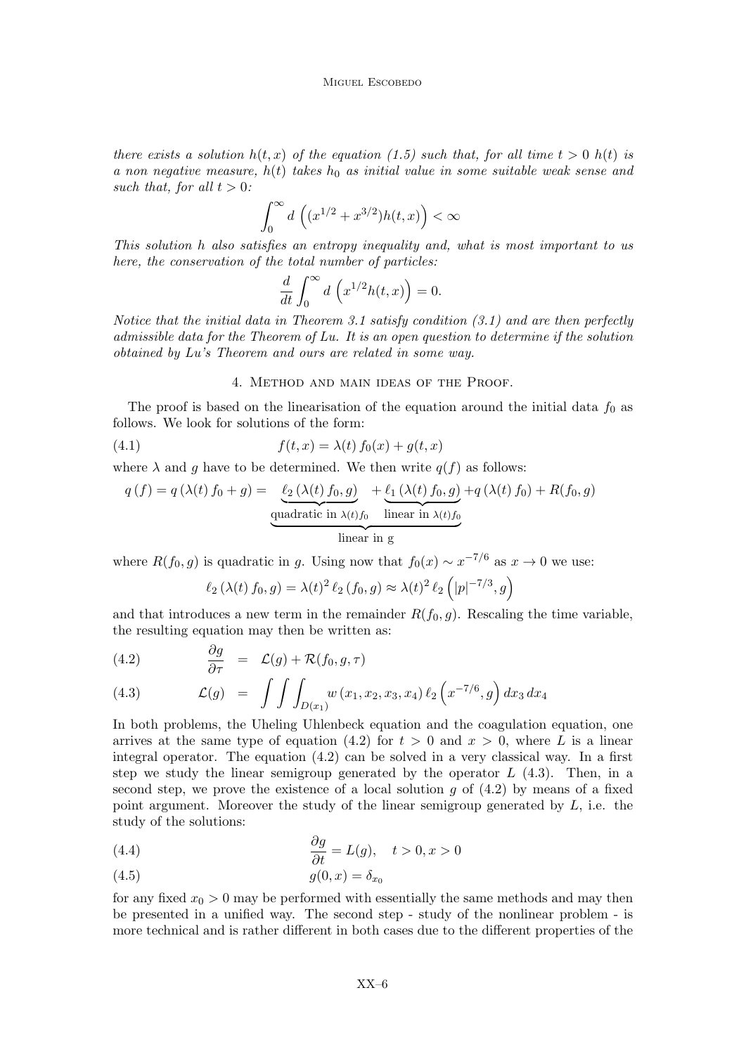*there exists a solution $h(t,x)$ of the equation (1.5) such that, for all time $t>0$ $h(t)$ is a non negative measure, $h(t)$ takes $h_0$ as initial value in some suitable weak sense and such that, for all $t>0$:*

$$\int_0^\infty d\,\left((x^{1/2}+x^{3/2})h(t,x)\right)<\infty$$

*This solution $h$ also satisfies an entropy inequality and, what is most important to us here, the conservation of the total number of particles:*

$$\frac{d}{dt}\int_0^\infty d\,\left(x^{1/2}h(t,x)\right)=0.$$

*Notice that the initial data in Theorem 3.1 satisfy condition (3.1) and are then perfectly admissible data for the Theorem of Lu. It is an open question to determine if the solution obtained by Lu's Theorem and ours are related in some way.*

## 4. Method and main ideas of the Proof.

The proof is based on the linearisation of the equation around the initial data $f_0$ as follows. We look for solutions of the form:

$$f(t,x)=\lambda(t)\,f_0(x)+g(t,x) \tag{4.1}$$

where $\lambda$ and $g$ have to be determined. We then write $q(f)$ as follows:

$$q\left(f\right)=q\left(\lambda(t)\,f_0+g\right)=\underbrace{\underbrace{\ell_2\left(\lambda(t)\,f_0,g\right)}_{\text{quadratic in }\lambda(t)f_0}+\underbrace{\ell_1\left(\lambda(t)\,f_0,g\right)}_{\text{linear in }\lambda(t)f_0}}_{\text{linear in g}}+q\left(\lambda(t)\,f_0\right)+R(f_0,g)$$

where $R(f_0,g)$ is quadratic in $g$. Using now that $f_0(x)\sim x^{-7/6}$ as $x\to 0$ we use:

$$\ell_2\left(\lambda(t)\,f_0,g\right)=\lambda(t)^2\,\ell_2\left(f_0,g\right)\approx\lambda(t)^2\,\ell_2\left(|p|^{-7/3},g\right)$$

and that introduces a new term in the remainder $R(f_0,g)$. Rescaling the time variable, the resulting equation may then be written as:

$$\frac{\partial g}{\partial\tau} = \mathcal{L}(g)+\mathcal{R}(f_0,g,\tau) \tag{4.2}$$

$$\mathcal{L}(g) = \int\int\int_{D(x_1)}w\left(x_1,x_2,x_3,x_4\right)\ell_2\left(x^{-7/6},g\right)dx_3\,dx_4 \tag{4.3}$$

In both problems, the Uheling Uhlenbeck equation and the coagulation equation, one arrives at the same type of equation (4.2) for $t>0$ and $x>0$, where $L$ is a linear integral operator. The equation (4.2) can be solved in a very classical way. In a first step we study the linear semigroup generated by the operator $L$ (4.3). Then, in a second step, we prove the existence of a local solution $g$ of (4.2) by means of a fixed point argument. Moreover the study of the linear semigroup generated by $L$, i.e. the study of the solutions:

$$\frac{\partial g}{\partial t}=L(g),\quad t>0,x>0 \tag{4.4}$$

$$g(0,x)=\delta_{x_0} \tag{4.5}$$

for any fixed $x_0>0$ may be performed with essentially the same methods and may then be presented in a unified way. The second step - study of the nonlinear problem - is more technical and is rather different in both cases due to the different properties of the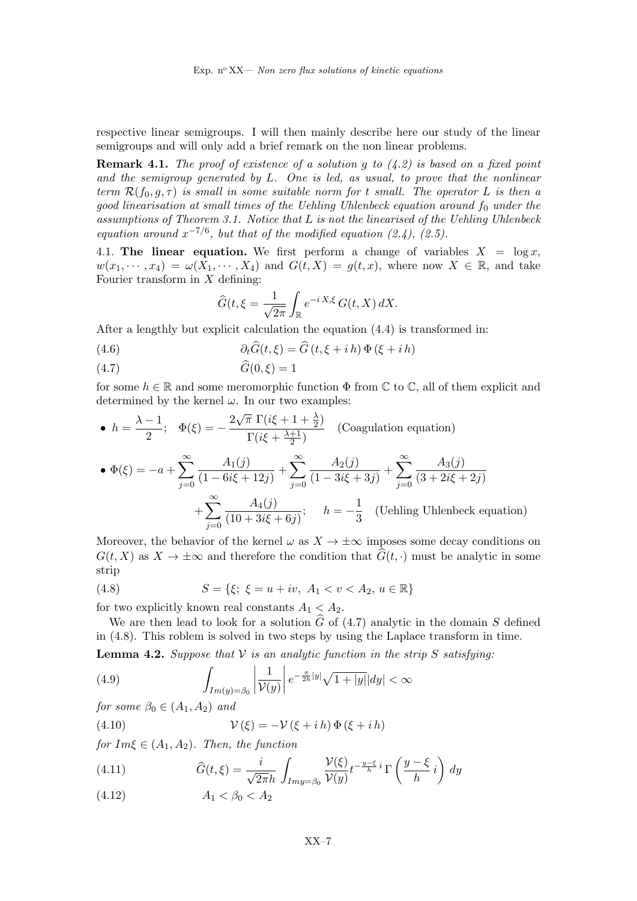respective linear semigroups. I will then mainly describe here our study of the linear semigroups and will only add a brief remark on the non linear problems.

**Remark 4.1.** *The proof of existence of a solution $g$ to (4.2) is based on a fixed point and the semigroup generated by $L$. One is led, as usual, to prove that the nonlinear term $\mathcal{R}(f_0, g, \tau)$ is small in some suitable norm for $t$ small. The operator $L$ is then a good linearisation at small times of the Uehling Uhlenbeck equation around $f_0$ under the assumptions of Theorem 3.1. Notice that $L$ is not the linearised of the Uehling Uhlenbeck equation around $x^{-7/6}$, but that of the modified equation (2.4), (2.5).*

4.1. **The linear equation.** We first perform a change of variables $X = \log x$, $w(x_1, \cdots, x_4) = \omega(X_1, \cdots, X_4)$ and $G(t, X) = g(t, x)$, where now $X \in \mathbb{R}$, and take Fourier transform in $X$ defining:

$$\widehat{G}(t, \xi = \frac{1}{\sqrt{2\pi}} \int_{\mathbb{R}} e^{-i\, X, \xi}\, G(t, X)\, dX.$$

After a lengthly but explicit calculation the equation (4.4) is transformed in:

$$\partial_t \widehat{G}(t, \xi) = \widehat{G}\,(t, \xi + i\, h)\, \Phi\,(\xi + i\, h) \tag{4.6}$$

$$\widehat{G}(0, \xi) = 1 \tag{4.7}$$

for some $h \in \mathbb{R}$ and some meromorphic function $\Phi$ from $\mathbb{C}$ to $\mathbb{C}$, all of them explicit and determined by the kernel $\omega$. In our two examples:

- $h = \dfrac{\lambda - 1}{2}$; $\quad \Phi(\xi) = -\dfrac{2\sqrt{\pi}\ \Gamma(i\xi + 1 + \frac{\lambda}{2})}{\Gamma(i\xi + \frac{\lambda+1}{2})}$ (Coagulation equation)
- $\Phi(\xi) = -a + \displaystyle\sum_{j=0}^{\infty} \frac{A_1(j)}{(1 - 6i\xi + 12j)} + \sum_{j=0}^{\infty} \frac{A_2(j)}{(1 - 3i\xi + 3j)} + \sum_{j=0}^{\infty} \frac{A_3(j)}{(3 + 2i\xi + 2j)} + \sum_{j=0}^{\infty} \frac{A_4(j)}{(10 + 3i\xi + 6j)}$; $\quad h = -\dfrac{1}{3}$ (Uehling Uhlenbeck equation)

Moreover, the behavior of the kernel $\omega$ as $X \to \pm\infty$ imposes some decay conditions on $G(t, X)$ as $X \to \pm\infty$ and therefore the condition that $\widehat{G}(t, \cdot)$ must be analytic in some strip

$$S = \{\xi;\ \xi = u + iv,\ A_1 < v < A_2,\ u \in \mathbb{R}\} \tag{4.8}$$

for two explicitly known real constants $A_1 < A_2$.

We are then lead to look for a solution $\widehat{G}$ of (4.7) analytic in the domain $S$ defined in (4.8). This roblem is solved in two steps by using the Laplace transform in time.

**Lemma 4.2.** *Suppose that $\mathcal{V}$ is an analytic function in the strip $S$ satisfying:*

$$\int_{Im(y)=\beta_0} \left| \frac{1}{\mathcal{V}(y)} \right| e^{-\frac{\pi}{2h}|y|} \sqrt{1 + |y|} |dy| < \infty \tag{4.9}$$

*for some $\beta_0 \in (A_1, A_2)$ and*

$$\mathcal{V}\,(\xi) = -\mathcal{V}\,(\xi + i\, h)\, \Phi\,(\xi + i\, h) \tag{4.10}$$

*for $Im\xi \in (A_1, A_2)$. Then, the function*

$$\widehat{G}(t, \xi) = \frac{i}{\sqrt{2\pi} h} \int_{Imy=\beta_0} \frac{\mathcal{V}(\xi)}{\mathcal{V}(y)} t^{-\frac{y-\xi}{h} i}\, \Gamma\left( \frac{y - \xi}{h} i \right) dy \tag{4.11}$$

$$A_1 < \beta_0 < A_2 \tag{4.12}$$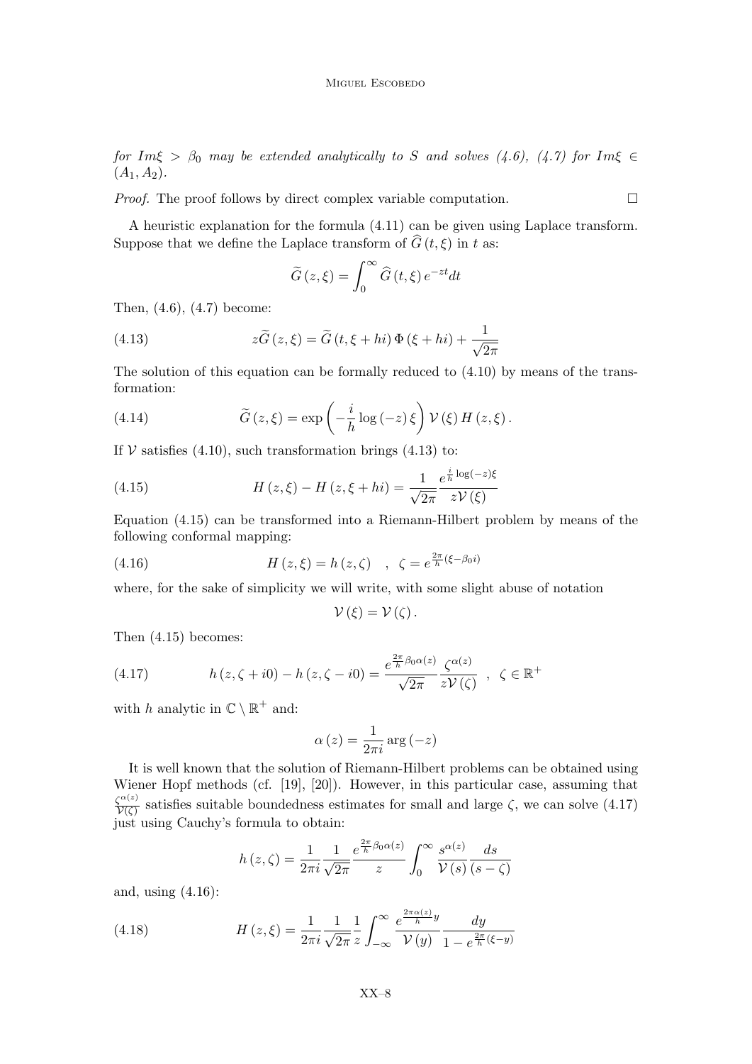*for $Im\xi > \beta_0$ may be extended analytically to $S$ and solves (4.6), (4.7) for $Im\xi \in (A_1, A_2)$.*

*Proof.* The proof follows by direct complex variable computation. □

A heuristic explanation for the formula (4.11) can be given using Laplace transform. Suppose that we define the Laplace transform of $\widehat{G}(t,\xi)$ in $t$ as:

$$\widetilde{G}(z,\xi) = \int_0^\infty \widehat{G}(t,\xi)\, e^{-zt} dt$$

Then, (4.6), (4.7) become:

$$z\widetilde{G}(z,\xi) = \widetilde{G}(t,\xi + hi)\,\Phi(\xi + hi) + \frac{1}{\sqrt{2\pi}} \tag{4.13}$$

The solution of this equation can be formally reduced to (4.10) by means of the transformation:

$$\widetilde{G}(z,\xi) = \exp\left(-\frac{i}{h}\log(-z)\,\xi\right)\mathcal{V}(\xi)\, H(z,\xi). \tag{4.14}$$

If $\mathcal{V}$ satisfies (4.10), such transformation brings (4.13) to:

$$H(z,\xi) - H(z,\xi + hi) = \frac{1}{\sqrt{2\pi}}\frac{e^{\frac{i}{h}\log(-z)\xi}}{z\mathcal{V}(\xi)} \tag{4.15}$$

Equation (4.15) can be transformed into a Riemann-Hilbert problem by means of the following conformal mapping:

$$H(z,\xi) = h(z,\zeta) \quad , \quad \zeta = e^{\frac{2\pi}{h}(\xi - \beta_0 i)} \tag{4.16}$$

where, for the sake of simplicity we will write, with some slight abuse of notation

$$\mathcal{V}(\xi) = \mathcal{V}(\zeta).$$

Then (4.15) becomes:

$$h(z,\zeta + i0) - h(z,\zeta - i0) = \frac{e^{\frac{2\pi}{h}\beta_0\alpha(z)}}{\sqrt{2\pi}}\frac{\zeta^{\alpha(z)}}{z\mathcal{V}(\zeta)} \quad , \quad \zeta \in \mathbb{R}^+ \tag{4.17}$$

with $h$ analytic in $\mathbb{C}\setminus\mathbb{R}^+$ and:

$$\alpha(z) = \frac{1}{2\pi i}\arg(-z)$$

It is well known that the solution of Riemann-Hilbert problems can be obtained using Wiener Hopf methods (cf. [19], [20]). However, in this particular case, assuming that $\frac{\zeta^{\alpha(z)}}{\mathcal{V}(\zeta)}$ satisfies suitable boundedness estimates for small and large $\zeta$, we can solve (4.17) just using Cauchy's formula to obtain:

$$h(z,\zeta) = \frac{1}{2\pi i}\frac{1}{\sqrt{2\pi}}\frac{e^{\frac{2\pi}{h}\beta_0\alpha(z)}}{z}\int_0^\infty \frac{s^{\alpha(z)}}{\mathcal{V}(s)}\frac{ds}{(s-\zeta)}$$

and, using (4.16):

$$H(z,\xi) = \frac{1}{2\pi i}\frac{1}{\sqrt{2\pi}}\frac{1}{z}\int_{-\infty}^\infty \frac{e^{\frac{2\pi\alpha(z)}{h}y}}{\mathcal{V}(y)}\frac{dy}{1 - e^{\frac{2\pi}{h}(\xi - y)}} \tag{4.18}$$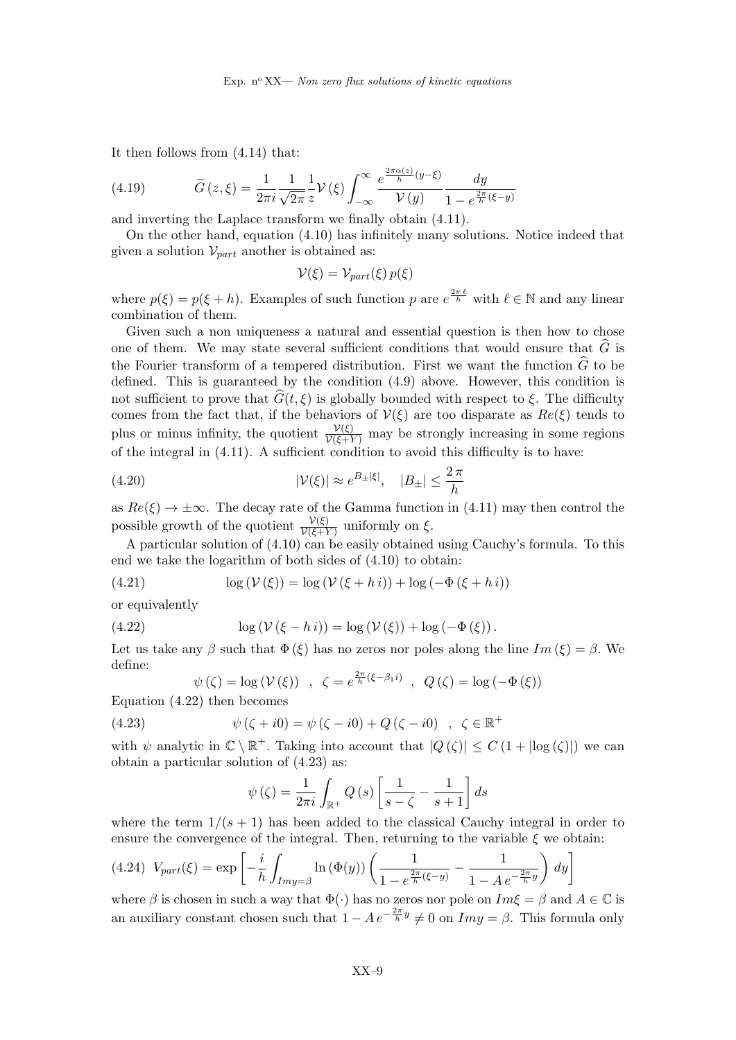It then follows from (4.14) that:

$$\widetilde{G}(z,\xi) = \frac{1}{2\pi i}\frac{1}{\sqrt{2\pi}}\frac{1}{z}\mathcal{V}(\xi)\int_{-\infty}^{\infty}\frac{e^{\frac{2\pi\alpha(z)}{h}(y-\xi)}}{\mathcal{V}(y)}\frac{dy}{1-e^{\frac{2\pi}{h}(\xi-y)}} \tag{4.19}$$

and inverting the Laplace transform we finally obtain (4.11).

On the other hand, equation (4.10) has infinitely many solutions. Notice indeed that given a solution $\mathcal{V}_{part}$ another is obtained as:

$$\mathcal{V}(\xi) = \mathcal{V}_{part}(\xi)\, p(\xi)$$

where $p(\xi) = p(\xi + h)$. Examples of such function $p$ are $e^{\frac{2\pi\ell}{h}}$ with $\ell \in \mathbb{N}$ and any linear combination of them.

Given such a non uniqueness a natural and essential question is then how to chose one of them. We may state several sufficient conditions that would ensure that $\widehat{G}$ is the Fourier transform of a tempered distribution. First we want the function $\widehat{G}$ to be defined. This is guaranteed by the condition (4.9) above. However, this condition is not sufficient to prove that $\widehat{G}(t,\xi)$ is globally bounded with respect to $\xi$. The difficulty comes from the fact that, if the behaviors of $\mathcal{V}(\xi)$ are too disparate as $Re(\xi)$ tends to plus or minus infinity, the quotient $\frac{\mathcal{V}(\xi)}{\mathcal{V}(\xi+Y)}$ may be strongly increasing in some regions of the integral in (4.11). A sufficient condition to avoid this difficulty is to have:

$$|\mathcal{V}(\xi)| \approx e^{B_{\pm}|\xi|}, \quad |B_{\pm}| \leq \frac{2\pi}{h} \tag{4.20}$$

as $Re(\xi) \to \pm\infty$. The decay rate of the Gamma function in (4.11) may then control the possible growth of the quotient $\frac{\mathcal{V}(\xi)}{\mathcal{V}(\xi+Y)}$ uniformly on $\xi$.

A particular solution of (4.10) can be easily obtained using Cauchy's formula. To this end we take the logarithm of both sides of (4.10) to obtain:

$$\log(\mathcal{V}(\xi)) = \log(\mathcal{V}(\xi + h\, i)) + \log(-\Phi(\xi + h\, i)) \tag{4.21}$$

or equivalently

$$\log(\mathcal{V}(\xi - h\, i)) = \log(\mathcal{V}(\xi)) + \log(-\Phi(\xi)). \tag{4.22}$$

Let us take any $\beta$ such that $\Phi(\xi)$ has no zeros nor poles along the line $Im(\xi) = \beta$. We define:

$$\psi(\zeta) = \log(\mathcal{V}(\xi)) \quad , \quad \zeta = e^{\frac{2\pi}{h}(\xi - \beta_1 i)} \quad , \quad Q(\zeta) = \log(-\Phi(\xi))$$

Equation (4.22) then becomes

$$\psi(\zeta + i0) = \psi(\zeta - i0) + Q(\zeta - i0) \quad , \quad \zeta \in \mathbb{R}^+ \tag{4.23}$$

with $\psi$ analytic in $\mathbb{C} \setminus \mathbb{R}^+$. Taking into account that $|Q(\zeta)| \leq C(1 + |\log(\zeta)|)$ we can obtain a particular solution of (4.23) as:

$$\psi(\zeta) = \frac{1}{2\pi i}\int_{\mathbb{R}^+} Q(s)\left[\frac{1}{s-\zeta} - \frac{1}{s+1}\right] ds$$

where the term $1/(s+1)$ has been added to the classical Cauchy integral in order to ensure the convergence of the integral. Then, returning to the variable $\xi$ we obtain:

$$V_{part}(\xi) = \exp\left[-\frac{i}{h}\int_{Im y = \beta} \ln(\Phi(y))\left(\frac{1}{1 - e^{\frac{2\pi}{h}(\xi - y)}} - \frac{1}{1 - A\, e^{-\frac{2\pi}{h}y}}\right) dy\right] \tag{4.24}$$

where $\beta$ is chosen in such a way that $\Phi(\cdot)$ has no zeros nor pole on $Im\xi = \beta$ and $A \in \mathbb{C}$ is an auxiliary constant chosen such that $1 - A\, e^{-\frac{2\pi}{h}y} \neq 0$ on $Im y = \beta$. This formula only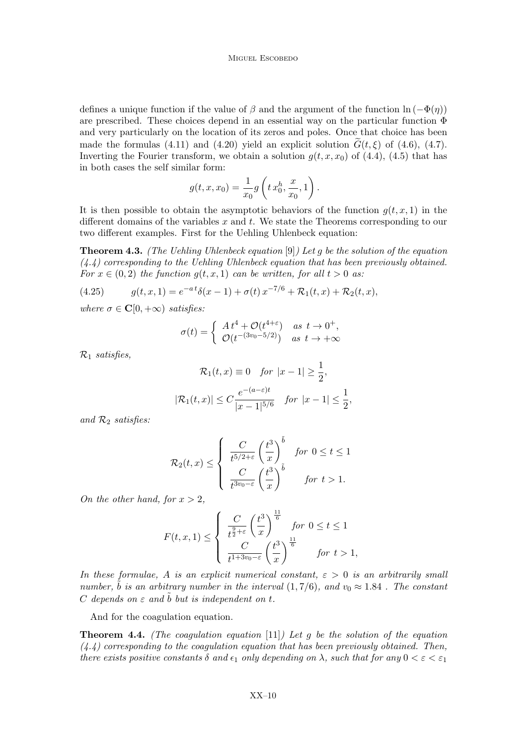defines a unique function if the value of $\beta$ and the argument of the function $\ln(-\Phi(\eta))$ are prescribed. These choices depend in an essential way on the particular function $\Phi$ and very particularly on the location of its zeros and poles. Once that choice has been made the formulas (4.11) and (4.20) yield an explicit solution $\widetilde{G}(t,\xi)$ of (4.6), (4.7). Inverting the Fourier transform, we obtain a solution $g(t,x,x_0)$ of (4.4), (4.5) that has in both cases the self similar form:

$$g(t,x,x_0)=\frac{1}{x_0}g\left(t\,x_0^h,\frac{x}{x_0},1\right).$$

It is then possible to obtain the asymptotic behaviors of the function $g(t,x,1)$ in the different domains of the variables $x$ and $t$. We state the Theorems corresponding to our two different examples. First for the Uehling Uhlenbeck equation:

**Theorem 4.3.** *(The Uehling Uhlenbeck equation [9]) Let $g$ be the solution of the equation (4.4) corresponding to the Uehling Uhlenbeck equation that has been previously obtained. For $x\in(0,2)$ the function $g(t,x,1)$ can be written, for all $t>0$ as:*

$$g(t,x,1)=e^{-a\,t}\delta(x-1)+\sigma(t)\,x^{-7/6}+\mathcal{R}_1(t,x)+\mathcal{R}_2(t,x), \tag{4.25}$$

*where $\sigma\in\mathbf{C}[0,+\infty)$ satisfies:*

$$\sigma(t)=\begin{cases} A\,t^4+\mathcal{O}(t^{4+\varepsilon}) & as\ t\to0^+,\\ \mathcal{O}(t^{-(3v_0-5/2)}) & as\ t\to+\infty\end{cases}$$

*$\mathcal{R}_1$ satisfies,*

$$\mathcal{R}_1(t,x)\equiv0\quad for\ |x-1|\geq\frac{1}{2},$$

$$|\mathcal{R}_1(t,x)|\leq C\frac{e^{-(a-\varepsilon)t}}{|x-1|^{5/6}}\quad for\ |x-1|\leq\frac{1}{2},$$

*and $\mathcal{R}_2$ satisfies:*

$$\mathcal{R}_2(t,x)\leq\begin{cases}\dfrac{C}{t^{5/2+\varepsilon}}\left(\dfrac{t^3}{x}\right)^{\tilde b} & for\ 0\leq t\leq1\\[2ex] \dfrac{C}{t^{3v_0-\varepsilon}}\left(\dfrac{t^3}{x}\right)^{\tilde b} & for\ t>1.\end{cases}$$

*On the other hand, for $x>2$,*

$$F(t,x,1)\leq\begin{cases}\dfrac{C}{t^{\frac{9}{2}+\varepsilon}}\left(\dfrac{t^3}{x}\right)^{\frac{11}{6}} & for\ 0\leq t\leq1\\[2ex] \dfrac{C}{t^{1+3v_0-\varepsilon}}\left(\dfrac{t^3}{x}\right)^{\frac{11}{6}} & for\ t>1,\end{cases}$$

*In these formulae, $A$ is an explicit numerical constant, $\varepsilon>0$ is an arbitrarily small number, $\tilde b$ is an arbitrary number in the interval $(1,7/6)$, and $v_0\approx1.84$ . The constant $C$ depends on $\varepsilon$ and $\tilde b$ but is independent on $t$.*

And for the coagulation equation.

**Theorem 4.4.** *(The coagulation equation [11]) Let $g$ be the solution of the equation (4.4) corresponding to the coagulation equation that has been previously obtained. Then, there exists positive constants $\delta$ and $\epsilon_1$ only depending on $\lambda$, such that for any $0<\varepsilon<\varepsilon_1$*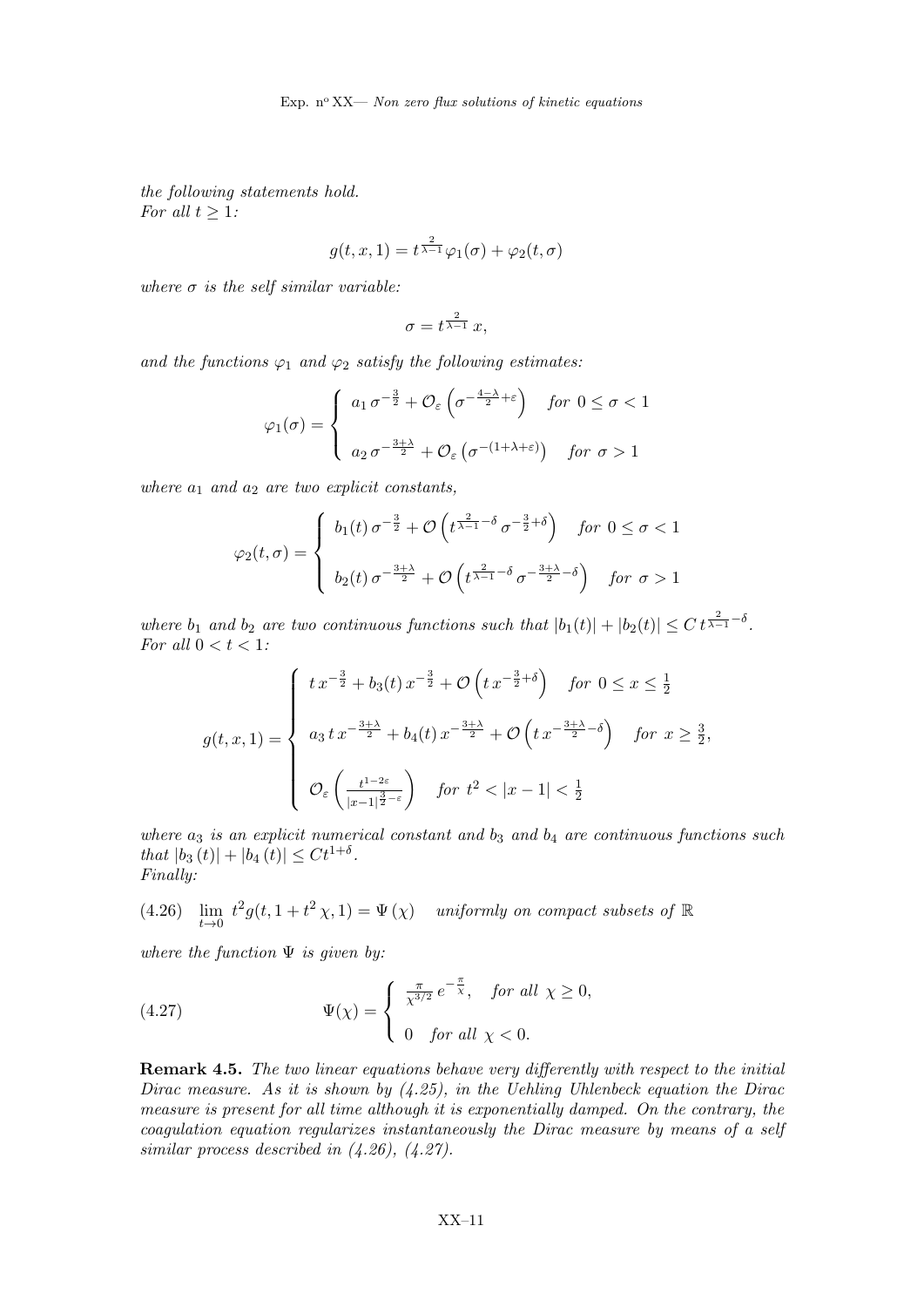*the following statements hold.*
*For all $t \geq 1$:*

$$g(t,x,1) = t^{\frac{2}{\lambda-1}} \varphi_1(\sigma) + \varphi_2(t,\sigma)$$

*where $\sigma$ is the self similar variable:*

$$\sigma = t^{\frac{2}{\lambda-1}}\, x,$$

*and the functions $\varphi_1$ and $\varphi_2$ satisfy the following estimates:*

$$\varphi_1(\sigma) = \begin{cases} a_1\, \sigma^{-\frac{3}{2}} + \mathcal{O}_\varepsilon\left(\sigma^{-\frac{4-\lambda}{2}+\varepsilon}\right) & \textit{for } 0 \leq \sigma < 1 \\ a_2\, \sigma^{-\frac{3+\lambda}{2}} + \mathcal{O}_\varepsilon\left(\sigma^{-(1+\lambda+\varepsilon)}\right) & \textit{for } \sigma > 1 \end{cases}$$

*where $a_1$ and $a_2$ are two explicit constants,*

$$\varphi_2(t,\sigma) = \begin{cases} b_1(t)\, \sigma^{-\frac{3}{2}} + \mathcal{O}\left(t^{\frac{2}{\lambda-1}-\delta}\, \sigma^{-\frac{3}{2}+\delta}\right) & \textit{for } 0 \leq \sigma < 1 \\ b_2(t)\, \sigma^{-\frac{3+\lambda}{2}} + \mathcal{O}\left(t^{\frac{2}{\lambda-1}-\delta}\, \sigma^{-\frac{3+\lambda}{2}-\delta}\right) & \textit{for } \sigma > 1 \end{cases}$$

*where $b_1$ and $b_2$ are two continuous functions such that $|b_1(t)| + |b_2(t)| \leq C\, t^{\frac{2}{\lambda-1}-\delta}$.*
*For all $0 < t < 1$:*

$$g(t,x,1) = \begin{cases} t\, x^{-\frac{3}{2}} + b_3(t)\, x^{-\frac{3}{2}} + \mathcal{O}\left(t\, x^{-\frac{3}{2}+\delta}\right) & \textit{for } 0 \leq x \leq \frac{1}{2} \\ a_3\, t\, x^{-\frac{3+\lambda}{2}} + b_4(t)\, x^{-\frac{3+\lambda}{2}} + \mathcal{O}\left(t\, x^{-\frac{3+\lambda}{2}-\delta}\right) & \textit{for } x \geq \frac{3}{2}, \\ \mathcal{O}_\varepsilon\left(\frac{t^{1-2\varepsilon}}{|x-1|^{\frac{3}{2}-\varepsilon}}\right) & \textit{for } t^2 < |x-1| < \frac{1}{2} \end{cases}$$

*where $a_3$ is an explicit numerical constant and $b_3$ and $b_4$ are continuous functions such that $|b_3(t)| + |b_4(t)| \leq Ct^{1+\delta}$.*
*Finally:*

$$\lim_{t\to 0}\, t^2 g(t, 1+t^2\,\chi, 1) = \Psi\left(\chi\right) \quad \textit{uniformly on compact subsets of } \mathbb{R} \tag{4.26}$$

*where the function $\Psi$ is given by:*

$$\Psi(\chi) = \begin{cases} \frac{\pi}{\chi^{3/2}}\, e^{-\frac{\pi}{\chi}}, & \textit{for all } \chi \geq 0, \\ 0 & \textit{for all } \chi < 0. \end{cases} \tag{4.27}$$

**Remark 4.5.** *The two linear equations behave very differently with respect to the initial Dirac measure. As it is shown by (4.25), in the Uehling Uhlenbeck equation the Dirac measure is present for all time although it is exponentially damped. On the contrary, the coagulation equation regularizes instantaneously the Dirac measure by means of a self similar process described in (4.26), (4.27).*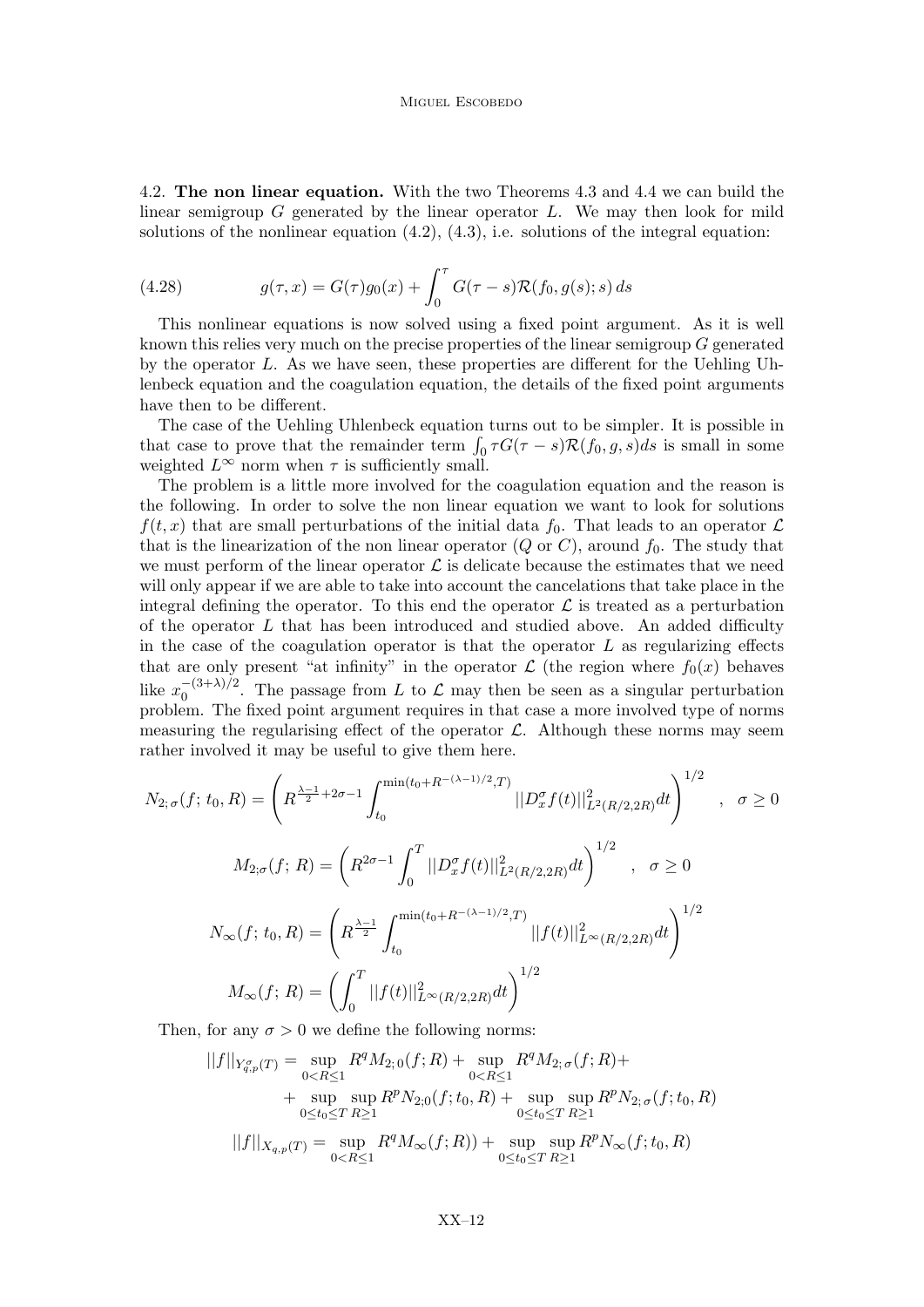4.2. **The non linear equation.** With the two Theorems 4.3 and 4.4 we can build the linear semigroup $G$ generated by the linear operator $L$. We may then look for mild solutions of the nonlinear equation (4.2), (4.3), i.e. solutions of the integral equation:

$$
g(\tau, x) = G(\tau)g_0(x) + \int_0^\tau G(\tau - s)\mathcal{R}(f_0, g(s); s)\, ds \tag{4.28}
$$

This nonlinear equations is now solved using a fixed point argument. As it is well known this relies very much on the precise properties of the linear semigroup $G$ generated by the operator $L$. As we have seen, these properties are different for the Uehling Uhlenbeck equation and the coagulation equation, the details of the fixed point arguments have then to be different.

The case of the Uehling Uhlenbeck equation turns out to be simpler. It is possible in that case to prove that the remainder term $\int_0 \tau G(\tau - s)\mathcal{R}(f_0, g, s)ds$ is small in some weighted $L^\infty$ norm when $\tau$ is sufficiently small.

The problem is a little more involved for the coagulation equation and the reason is the following. In order to solve the non linear equation we want to look for solutions $f(t, x)$ that are small perturbations of the initial data $f_0$. That leads to an operator $\mathcal{L}$ that is the linearization of the non linear operator ($Q$ or $C$), around $f_0$. The study that we must perform of the linear operator $\mathcal{L}$ is delicate because the estimates that we need will only appear if we are able to take into account the cancelations that take place in the integral defining the operator. To this end the operator $\mathcal{L}$ is treated as a perturbation of the operator $L$ that has been introduced and studied above. An added difficulty in the case of the coagulation operator is that the operator $L$ as regularizing effects that are only present "at infinity" in the operator $\mathcal{L}$ (the region where $f_0(x)$ behaves like $x_0^{-(3+\lambda)/2}$. The passage from $L$ to $\mathcal{L}$ may then be seen as a singular perturbation problem. The fixed point argument requires in that case a more involved type of norms measuring the regularising effect of the operator $\mathcal{L}$. Although these norms may seem rather involved it may be useful to give them here.

$$
N_{2;\sigma}(f;\, t_0, R) = \left( R^{\frac{\lambda-1}{2}+2\sigma-1} \int_{t_0}^{\min(t_0+R^{-(\lambda-1)/2}, T)} ||D_x^\sigma f(t)||^2_{L^2(R/2,2R)} dt \right)^{1/2} \quad , \quad \sigma \geq 0
$$

$$
M_{2;\sigma}(f;\, R) = \left( R^{2\sigma-1} \int_0^T ||D_x^\sigma f(t)||^2_{L^2(R/2,2R)} dt \right)^{1/2} \quad , \quad \sigma \geq 0
$$

$$
N_\infty(f;\, t_0, R) = \left( R^{\frac{\lambda-1}{2}} \int_{t_0}^{\min(t_0+R^{-(\lambda-1)/2}, T)} ||f(t)||^2_{L^\infty(R/2,2R)} dt \right)^{1/2}
$$

$$
M_\infty(f;\, R) = \left( \int_0^T ||f(t)||^2_{L^\infty(R/2,2R)} dt \right)^{1/2}
$$

Then, for any $\sigma > 0$ we define the following norms:

$$
\begin{aligned}
||f||_{Y^\sigma_{q,p}(T)} = &\sup_{0<R\leq 1} R^q M_{2;\,0}(f;R) + \sup_{0<R\leq 1} R^q M_{2;\,\sigma}(f;R) + \\
&+ \sup_{0\leq t_0 \leq T} \sup_{R\geq 1} R^p N_{2;0}(f;t_0,R) + \sup_{0\leq t_0 \leq T} \sup_{R\geq 1} R^p N_{2;\,\sigma}(f;t_0,R)
\end{aligned}
$$

$$
||f||_{X_{q,p}(T)} = \sup_{0<R\leq 1} R^q M_\infty(f;R)) + \sup_{0\leq t_0 \leq T} \sup_{R\geq 1} R^p N_\infty(f;t_0,R)
$$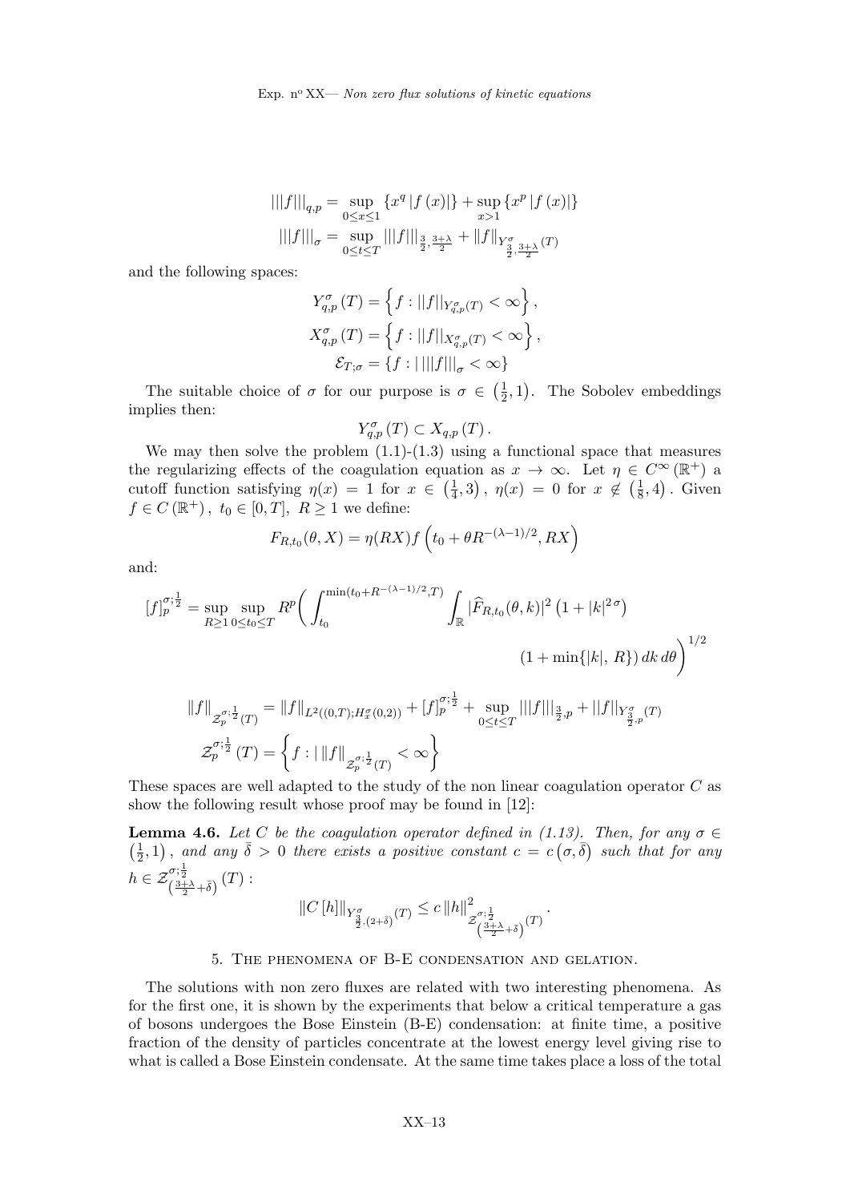$$|||f|||_{q,p} = \sup_{0\leq x\leq 1} \{x^q |f(x)|\} + \sup_{x>1} \{x^p |f(x)|\}$$

$$|||f|||_{\sigma} = \sup_{0\leq t\leq T} |||f|||_{\frac{3}{2},\frac{3+\lambda}{2}} + \|f\|_{Y^{\sigma}_{\frac{3}{2},\frac{3+\lambda}{2}}(T)}$$

and the following spaces:

$$Y^{\sigma}_{q,p}(T) = \left\{ f : ||f||_{Y^{\sigma}_{q,p}(T)} < \infty \right\},$$

$$X^{\sigma}_{q,p}(T) = \left\{ f : ||f||_{X^{\sigma}_{q,p}(T)} < \infty \right\},$$

$$\mathcal{E}_{T;\sigma} = \{ f : | \, |||f|||_{\sigma} < \infty \}$$

The suitable choice of $\sigma$ for our purpose is $\sigma \in \left(\frac{1}{2}, 1\right)$. The Sobolev embeddings implies then:

$$Y^{\sigma}_{q,p}(T) \subset X_{q,p}(T).$$

We may then solve the problem (1.1)-(1.3) using a functional space that measures the regularizing effects of the coagulation equation as $x \to \infty$. Let $\eta \in C^{\infty}(\mathbb{R}^+)$ a cutoff function satisfying $\eta(x) = 1$ for $x \in \left(\frac{1}{4}, 3\right)$, $\eta(x) = 0$ for $x \notin \left(\frac{1}{8}, 4\right)$. Given $f \in C(\mathbb{R}^+)$, $t_0 \in [0,T]$, $R \geq 1$ we define:

$$F_{R,t_0}(\theta, X) = \eta(RX) f\left(t_0 + \theta R^{-(\lambda-1)/2}, RX\right)$$

and:

$$[f]^{\sigma;\frac{1}{2}}_p = \sup_{R\geq 1} \sup_{0\leq t_0\leq T} R^p \bigg( \int_{t_0}^{\min(t_0+R^{-(\lambda-1)/2},T)} \int_{\mathbb{R}} |\widehat{F}_{R,t_0}(\theta,k)|^2 \left(1+|k|^{2\sigma}\right) \left(1+\min\{|k|,\, R\}\right) dk\, d\theta \bigg)^{1/2}$$

$$\|f\|_{\mathcal{Z}^{\sigma;\frac{1}{2}}_p(T)} = \|f\|_{L^2((0,T);H^{\sigma}_x(0,2))} + [f]^{\sigma;\frac{1}{2}}_p + \sup_{0\leq t\leq T} |||f|||_{\frac{3}{2},p} + ||f||_{Y^{\sigma}_{\frac{3}{2},p}(T)}$$

$$\mathcal{Z}^{\sigma;\frac{1}{2}}_p(T) = \left\{ f : | \, \|f\|_{\mathcal{Z}^{\sigma;\frac{1}{2}}_p(T)} < \infty \right\}$$

These spaces are well adapted to the study of the non linear coagulation operator $C$ as show the following result whose proof may be found in [12]:

**Lemma 4.6.** *Let $C$ be the coagulation operator defined in (1.13). Then, for any $\sigma \in \left(\frac{1}{2}, 1\right)$, and any $\bar{\delta} > 0$ there exists a positive constant $c = c\left(\sigma, \bar{\delta}\right)$ such that for any $h \in \mathcal{Z}^{\sigma;\frac{1}{2}}_{\left(\frac{3+\lambda}{2}+\bar{\delta}\right)}(T)$:*

$$\|C[h]\|_{Y^{\sigma}_{\frac{3}{2},(2+\bar{\delta})}(T)} \leq c \, \|h\|^2_{\mathcal{Z}^{\sigma;\frac{1}{2}}_{\left(\frac{3+\lambda}{2}+\bar{\delta}\right)}(T)}.$$

## 5. The phenomena of B-E condensation and gelation.

The solutions with non zero fluxes are related with two interesting phenomena. As for the first one, it is shown by the experiments that below a critical temperature a gas of bosons undergoes the Bose Einstein (B-E) condensation: at finite time, a positive fraction of the density of particles concentrate at the lowest energy level giving rise to what is called a Bose Einstein condensate. At the same time takes place a loss of the total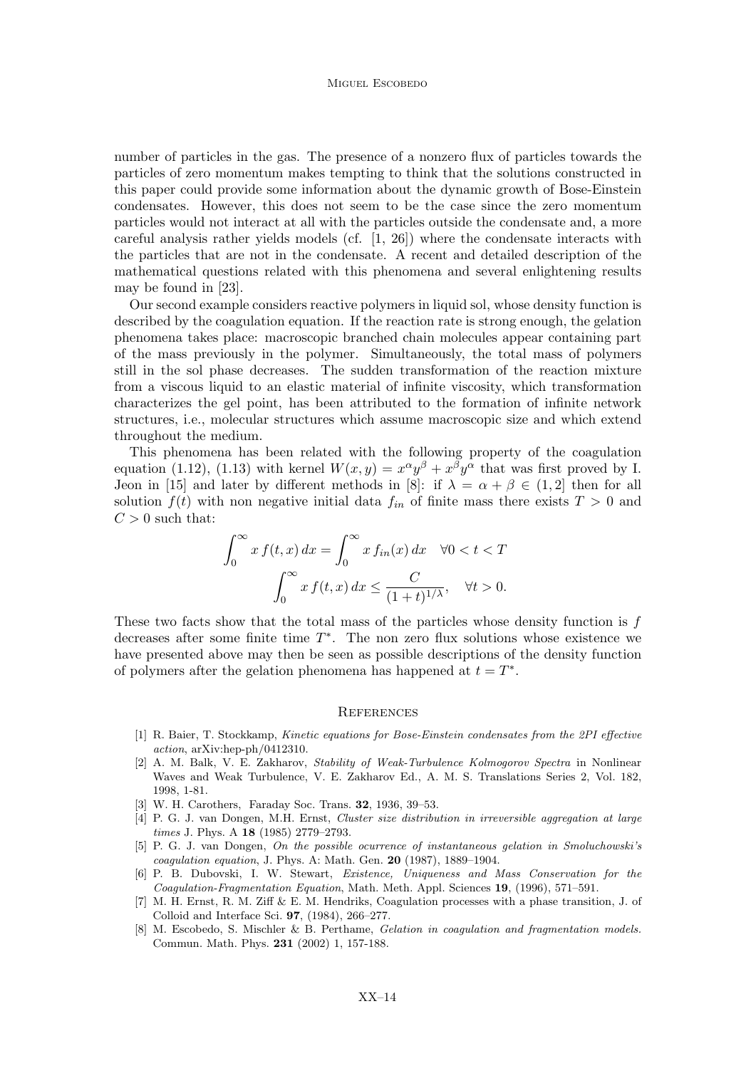number of particles in the gas. The presence of a nonzero flux of particles towards the particles of zero momentum makes tempting to think that the solutions constructed in this paper could provide some information about the dynamic growth of Bose-Einstein condensates. However, this does not seem to be the case since the zero momentum particles would not interact at all with the particles outside the condensate and, a more careful analysis rather yields models (cf. [1, 26]) where the condensate interacts with the particles that are not in the condensate. A recent and detailed description of the mathematical questions related with this phenomena and several enlightening results may be found in [23].

Our second example considers reactive polymers in liquid sol, whose density function is described by the coagulation equation. If the reaction rate is strong enough, the gelation phenomena takes place: macroscopic branched chain molecules appear containing part of the mass previously in the polymer. Simultaneously, the total mass of polymers still in the sol phase decreases. The sudden transformation of the reaction mixture from a viscous liquid to an elastic material of infinite viscosity, which transformation characterizes the gel point, has been attributed to the formation of infinite network structures, i.e., molecular structures which assume macroscopic size and which extend throughout the medium.

This phenomena has been related with the following property of the coagulation equation (1.12), (1.13) with kernel $W(x,y) = x^\alpha y^\beta + x^\beta y^\alpha$ that was first proved by I. Jeon in [15] and later by different methods in [8]: if $\lambda = \alpha + \beta \in (1,2]$ then for all solution $f(t)$ with non negative initial data $f_{in}$ of finite mass there exists $T > 0$ and $C > 0$ such that:

$$\int_0^\infty x\, f(t,x)\, dx = \int_0^\infty x\, f_{in}(x)\, dx \quad \forall 0 < t < T$$

$$\int_0^\infty x\, f(t,x)\, dx \leq \frac{C}{(1+t)^{1/\lambda}}, \quad \forall t > 0.$$

These two facts show that the total mass of the particles whose density function is $f$ decreases after some finite time $T^*$. The non zero flux solutions whose existence we have presented above may then be seen as possible descriptions of the density function of polymers after the gelation phenomena has happened at $t = T^*$.

## References

[1] R. Baier, T. Stockkamp, *Kinetic equations for Bose-Einstein condensates from the 2PI effective action*, arXiv:hep-ph/0412310.

[2] A. M. Balk, V. E. Zakharov, *Stability of Weak-Turbulence Kolmogorov Spectra* in Nonlinear Waves and Weak Turbulence, V. E. Zakharov Ed., A. M. S. Translations Series 2, Vol. 182, 1998, 1-81.

[3] W. H. Carothers, Faraday Soc. Trans. **32**, 1936, 39–53.

[4] P. G. J. van Dongen, M.H. Ernst, *Cluster size distribution in irreversible aggregation at large times* J. Phys. A **18** (1985) 2779–2793.

[5] P. G. J. van Dongen, *On the possible ocurrence of instantaneous gelation in Smoluchowski's coagulation equation*, J. Phys. A: Math. Gen. **20** (1987), 1889–1904.

[6] P. B. Dubovski, I. W. Stewart, *Existence, Uniqueness and Mass Conservation for the Coagulation-Fragmentation Equation*, Math. Meth. Appl. Sciences **19**, (1996), 571–591.

[7] M. H. Ernst, R. M. Ziff & E. M. Hendriks, Coagulation processes with a phase transition, J. of Colloid and Interface Sci. **97**, (1984), 266–277.

[8] M. Escobedo, S. Mischler & B. Perthame, *Gelation in coagulation and fragmentation models.* Commun. Math. Phys. **231** (2002) 1, 157-188.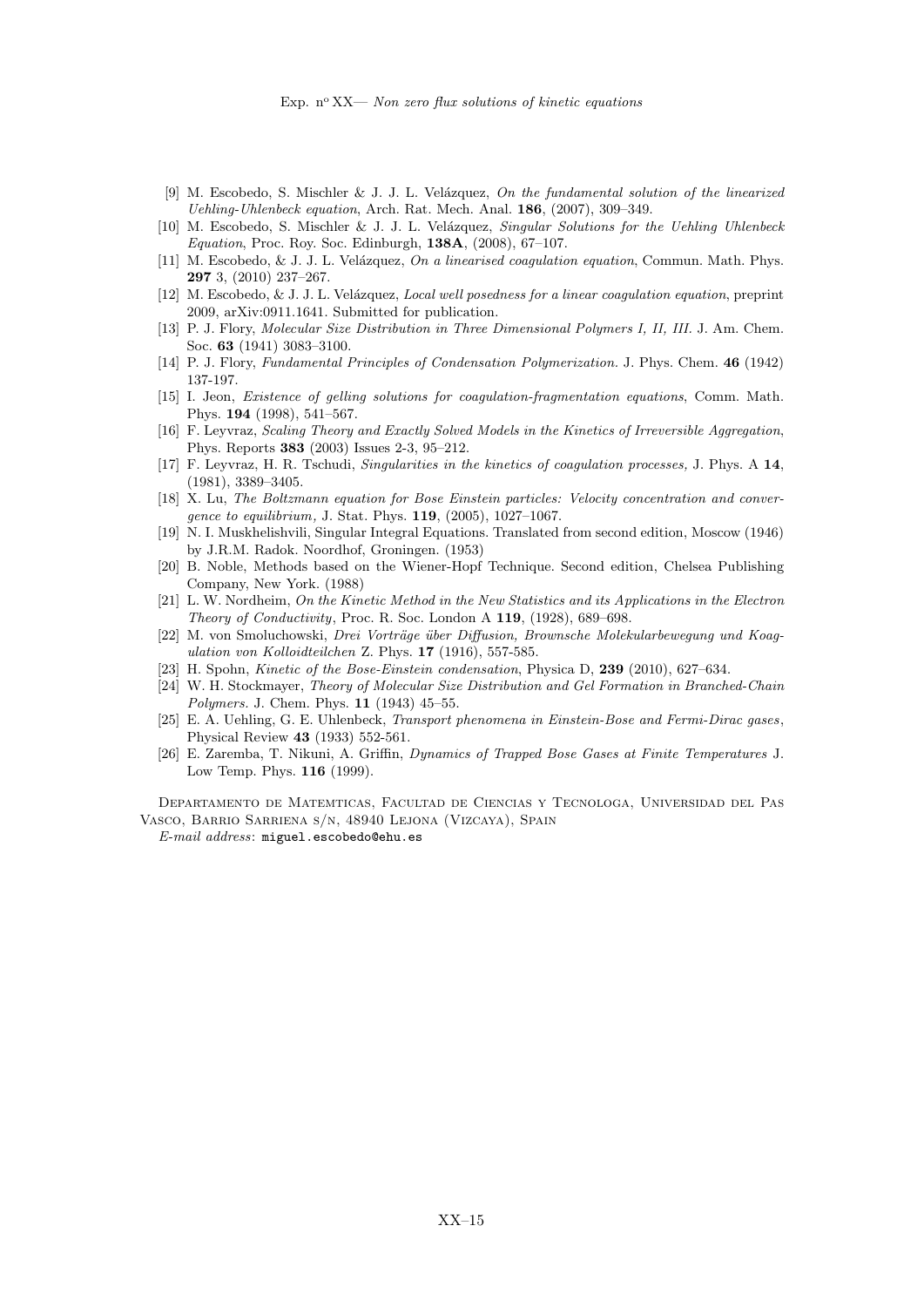[9] M. Escobedo, S. Mischler & J. J. L. Velázquez, *On the fundamental solution of the linearized Uehling-Uhlenbeck equation*, Arch. Rat. Mech. Anal. **186**, (2007), 309–349.

[10] M. Escobedo, S. Mischler & J. J. L. Velázquez, *Singular Solutions for the Uehling Uhlenbeck Equation*, Proc. Roy. Soc. Edinburgh, **138A**, (2008), 67–107.

[11] M. Escobedo, & J. J. L. Velázquez, *On a linearised coagulation equation*, Commun. Math. Phys. **297** 3, (2010) 237–267.

[12] M. Escobedo, & J. J. L. Velázquez, *Local well posedness for a linear coagulation equation*, preprint 2009, arXiv:0911.1641. Submitted for publication.

[13] P. J. Flory, *Molecular Size Distribution in Three Dimensional Polymers I, II, III.* J. Am. Chem. Soc. **63** (1941) 3083–3100.

[14] P. J. Flory, *Fundamental Principles of Condensation Polymerization.* J. Phys. Chem. **46** (1942) 137-197.

[15] I. Jeon, *Existence of gelling solutions for coagulation-fragmentation equations*, Comm. Math. Phys. **194** (1998), 541–567.

[16] F. Leyvraz, *Scaling Theory and Exactly Solved Models in the Kinetics of Irreversible Aggregation*, Phys. Reports **383** (2003) Issues 2-3, 95–212.

[17] F. Leyvraz, H. R. Tschudi, *Singularities in the kinetics of coagulation processes,* J. Phys. A **14**, (1981), 3389–3405.

[18] X. Lu, *The Boltzmann equation for Bose Einstein particles: Velocity concentration and convergence to equilibrium,* J. Stat. Phys. **119**, (2005), 1027–1067.

[19] N. I. Muskhelishvili, Singular Integral Equations. Translated from second edition, Moscow (1946) by J.R.M. Radok. Noordhof, Groningen. (1953)

[20] B. Noble, Methods based on the Wiener-Hopf Technique. Second edition, Chelsea Publishing Company, New York. (1988)

[21] L. W. Nordheim, *On the Kinetic Method in the New Statistics and its Applications in the Electron Theory of Conductivity*, Proc. R. Soc. London A **119**, (1928), 689–698.

[22] M. von Smoluchowski, *Drei Vorträge über Diffusion, Brownsche Molekularbewegung und Koagulation von Kolloidteilchen* Z. Phys. **17** (1916), 557-585.

[23] H. Spohn, *Kinetic of the Bose-Einstein condensation*, Physica D, **239** (2010), 627–634.

[24] W. H. Stockmayer, *Theory of Molecular Size Distribution and Gel Formation in Branched-Chain Polymers.* J. Chem. Phys. **11** (1943) 45–55.

[25] E. A. Uehling, G. E. Uhlenbeck, *Transport phenomena in Einstein-Bose and Fermi-Dirac gases*, Physical Review **43** (1933) 552-561.

[26] E. Zaremba, T. Nikuni, A. Griffin, *Dynamics of Trapped Bose Gases at Finite Temperatures* J. Low Temp. Phys. **116** (1999).

Departamento de Matemticas, Facultad de Ciencias y Tecnologa, Universidad del Pas Vasco, Barrio Sarriena s/n, 48940 Lejona (Vizcaya), Spain

*E-mail address*: miguel.escobedo@ehu.es